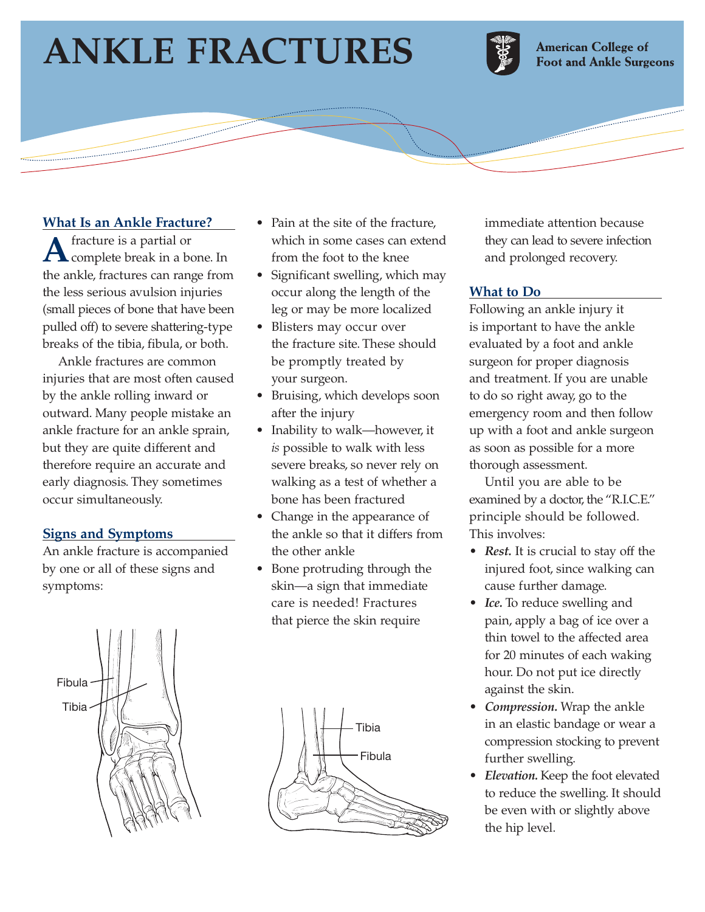# ANKLE FRACTURES

American College of Foot and Ankle Surgeons

## What Is an Ankle Fracture?

A fracture is a partial or complete break in a bone. In the ankle, fractures can range from the less serious avulsion injuries (small pieces of bone that have been pulled off) to severe shattering-type breaks of the tibia, fibula, or both.

Ankle fractures are common injuries that are most often caused by the ankle rolling inward or outward. Many people mistake an ankle fracture for an ankle sprain, but they are quite different and therefore require an accurate and early diagnosis. They sometimes occur simultaneously.

## Signs and Symptoms

An ankle fracture is accompanied by one or all of these signs and symptoms:

- Pain at the site of the fracture, which in some cases can extend from the foot to the knee
- Significant swelling, which may occur along the length of the leg or may be more localized
- Blisters may occur over the fracture site. These should be promptly treated by your surgeon.
- Bruising, which develops soon after the injury
- Inability to walk—however, it *is* possible to walk with less severe breaks, so never rely on walking as a test of whether a bone has been fractured
- Change in the appearance of the ankle so that it differs from the other ankle
- Bone protruding through the skin—a sign that immediate care is needed! Fractures that pierce the skin require immediate attention because they can lead to severe infection and prolonged recovery.

Fibula
Tibia

Tibia
Fibula

## What to Do

Following an ankle injury it is important to have the ankle evaluated by a foot and ankle surgeon for proper diagnosis and treatment. If you are unable to do so right away, go to the emergency room and then follow up with a foot and ankle surgeon as soon as possible for a more thorough assessment.

Until you are able to be examined by a doctor, the "R.I.C.E." principle should be followed. This involves:

- ***Rest.*** It is crucial to stay off the injured foot, since walking can cause further damage.
- ***Ice.*** To reduce swelling and pain, apply a bag of ice over a thin towel to the affected area for 20 minutes of each waking hour. Do not put ice directly against the skin.
- ***Compression.*** Wrap the ankle in an elastic bandage or wear a compression stocking to prevent further swelling.
- ***Elevation.*** Keep the foot elevated to reduce the swelling. It should be even with or slightly above the hip level.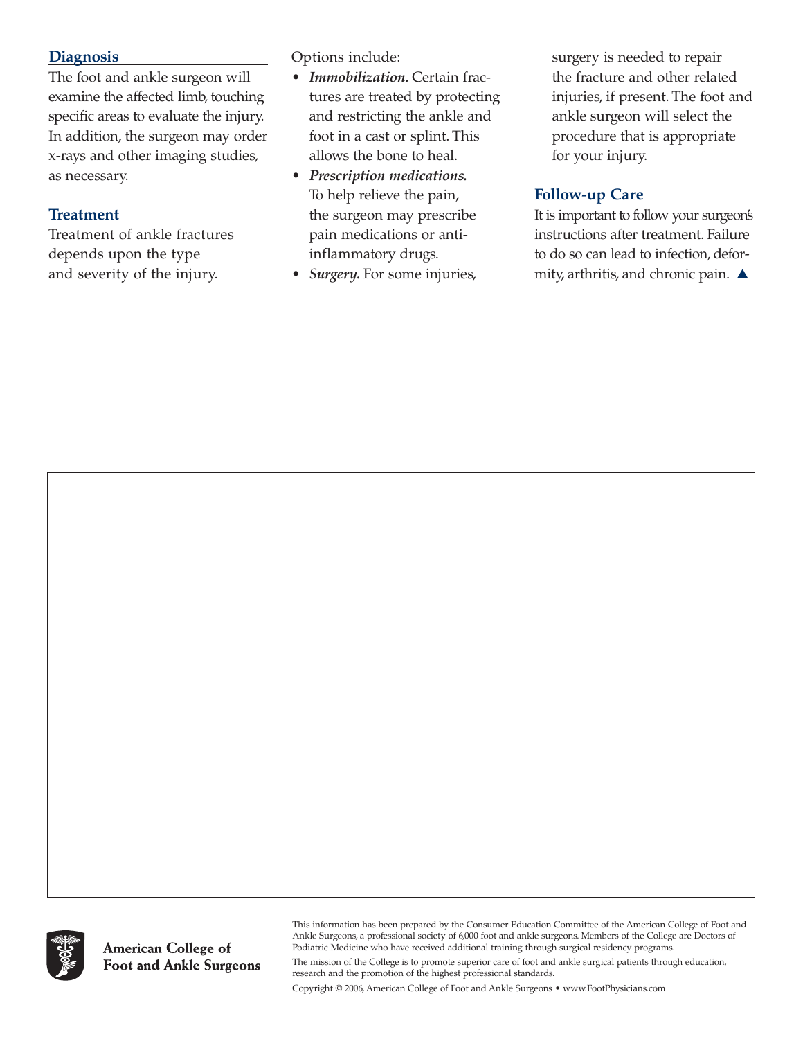## Diagnosis

The foot and ankle surgeon will examine the affected limb, touching specific areas to evaluate the injury. In addition, the surgeon may order x-rays and other imaging studies, as necessary.

## Treatment

Treatment of ankle fractures depends upon the type and severity of the injury.

Options include:

- ***Immobilization.*** Certain fractures are treated by protecting and restricting the ankle and foot in a cast or splint. This allows the bone to heal.
- ***Prescription medications.*** To help relieve the pain, the surgeon may prescribe pain medications or anti-inflammatory drugs.
- ***Surgery.*** For some injuries, surgery is needed to repair the fracture and other related injuries, if present. The foot and ankle surgeon will select the procedure that is appropriate for your injury.

## Follow-up Care

It is important to follow your surgeon's instructions after treatment. Failure to do so can lead to infection, deformity, arthritis, and chronic pain. ▲

**American College of Foot and Ankle Surgeons**

This information has been prepared by the Consumer Education Committee of the American College of Foot and Ankle Surgeons, a professional society of 6,000 foot and ankle surgeons. Members of the College are Doctors of Podiatric Medicine who have received additional training through surgical residency programs.

The mission of the College is to promote superior care of foot and ankle surgical patients through education, research and the promotion of the highest professional standards.

Copyright © 2006, American College of Foot and Ankle Surgeons • www.FootPhysicians.com